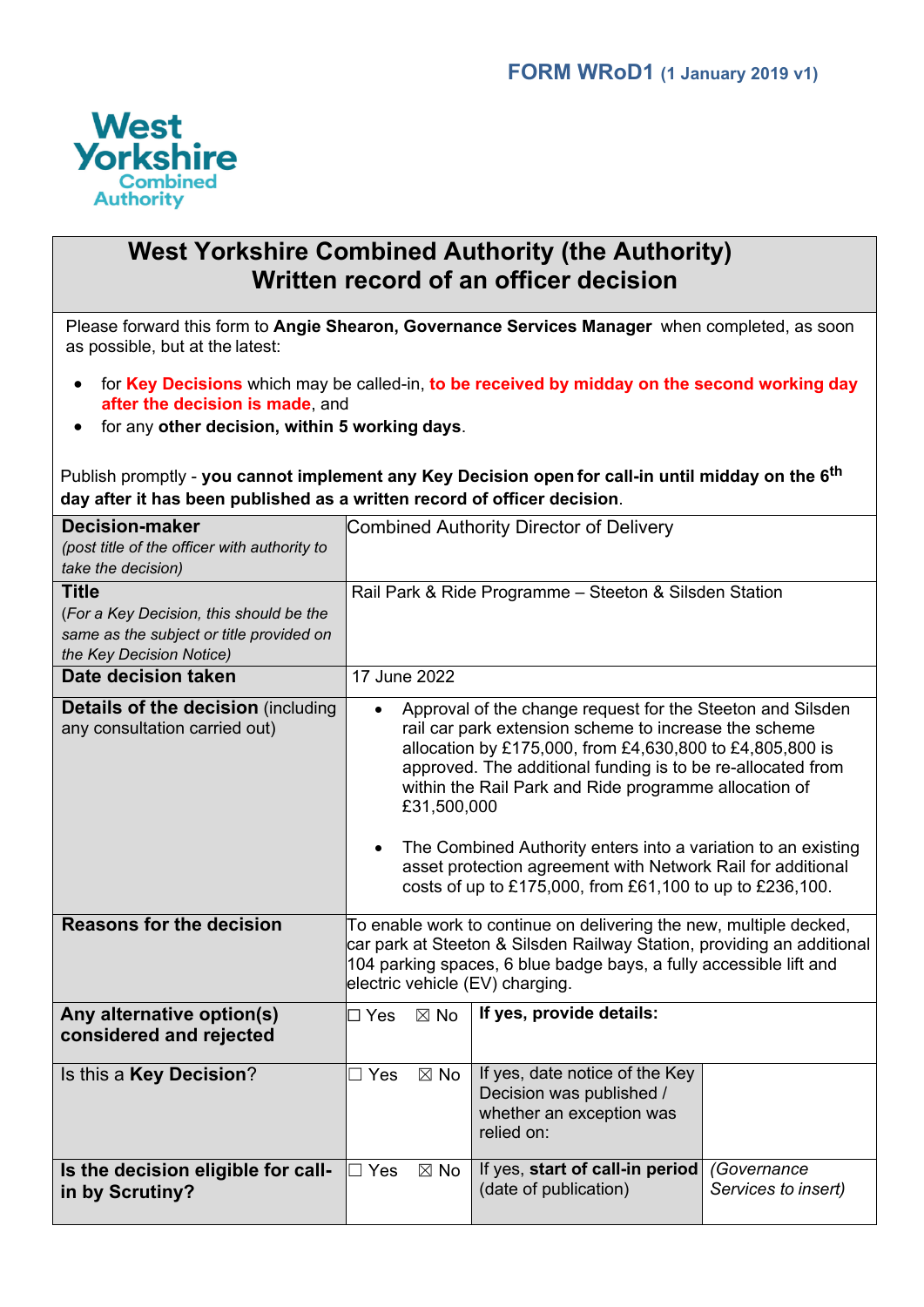**FORM WRoD1** (1 January 2019 v1)

West Yorkshire Combined Authority

# West Yorkshire Combined Authority (the Authority)
## Written record of an officer decision

Please forward this form to **Angie Shearon, Governance Services Manager** when completed, as soon as possible, but at the latest:

- for **Key Decisions** which may be called-in, **to be received by midday on the second working day after the decision is made**, and
- for any **other decision, within 5 working days**.

Publish promptly - **you cannot implement any Key Decision open for call-in until midday on the 6th day after it has been published as a written record of officer decision**.

| | | | |
|---|---|---|---|
| **Decision-maker** *(post title of the officer with authority to take the decision)* | Combined Authority Director of Delivery | | |
| **Title** (*For a Key Decision, this should be the same as the subject or title provided on the Key Decision Notice)* | Rail Park & Ride Programme – Steeton & Silsden Station | | |
| **Date decision taken** | 17 June 2022 | | |
| **Details of the decision** (including any consultation carried out) | • Approval of the change request for the Steeton and Silsden rail car park extension scheme to increase the scheme allocation by £175,000, from £4,630,800 to £4,805,800 is approved. The additional funding is to be re-allocated from within the Rail Park and Ride programme allocation of £31,500,000<br><br>• The Combined Authority enters into a variation to an existing asset protection agreement with Network Rail for additional costs of up to £175,000, from £61,100 to up to £236,100. | | |
| **Reasons for the decision** | To enable work to continue on delivering the new, multiple decked, car park at Steeton & Silsden Railway Station, providing an additional 104 parking spaces, 6 blue badge bays, a fully accessible lift and electric vehicle (EV) charging. | | |
| **Any alternative option(s) considered and rejected** | ☐ Yes ☒ No | **If yes, provide details:** | |
| Is this a **Key Decision**? | ☐ Yes ☒ No | If yes, date notice of the Key Decision was published / whether an exception was relied on: | |
| **Is the decision eligible for call-in by Scrutiny?** | ☐ Yes ☒ No | If yes, **start of call-in period** (date of publication) | *(Governance Services to insert)* |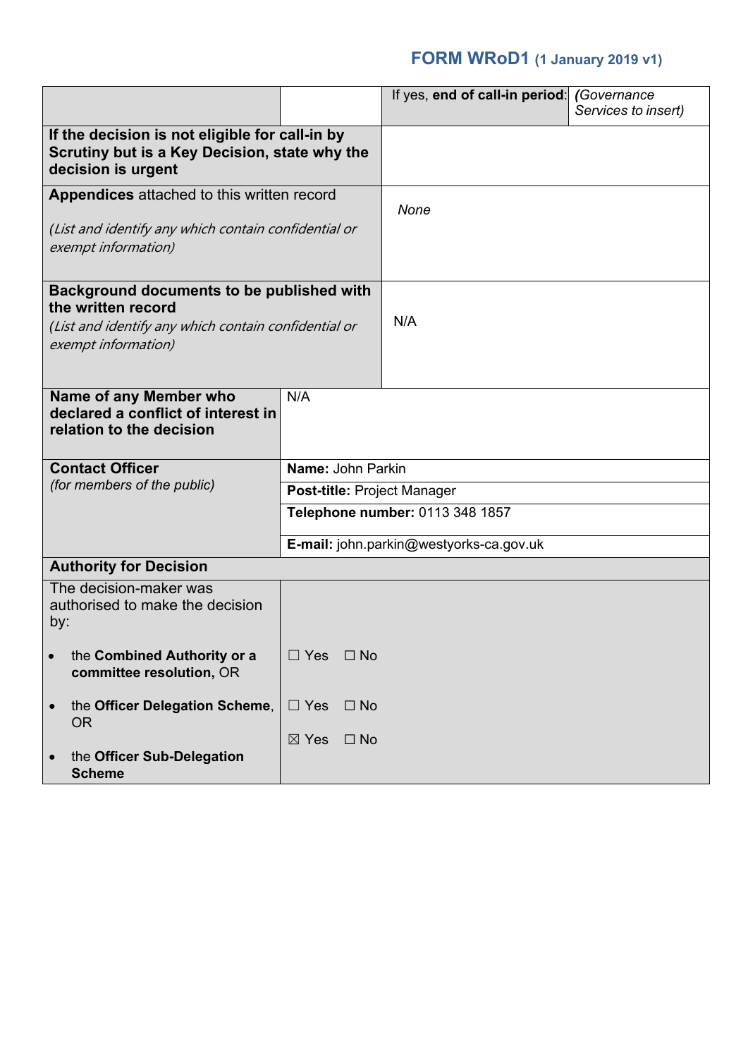FORM WRoD1 (1 January 2019 v1)

| | | | |
|---|---|---|---|
| | | If yes, **end of call-in period**: | *(Governance Services to insert)* |
| **If the decision is not eligible for call-in by Scrutiny but is a Key Decision, state why the decision is urgent** | | | |
| **Appendices** attached to this written record<br><br>*(List and identify any which contain confidential or exempt information)* | | *None* | |
| **Background documents to be published with the written record**<br>*(List and identify any which contain confidential or exempt information)* | | N/A | |
| **Name of any Member who declared a conflict of interest in relation to the decision** | N/A | | |
| **Contact Officer**<br>*(for members of the public)* | **Name:** John Parkin | | |
| | **Post-title:** Project Manager | | |
| | **Telephone number:** 0113 348 1857 | | |
| | **E-mail:** john.parkin@westyorks-ca.gov.uk | | |
| **Authority for Decision** | | | |
| The decision-maker was authorised to make the decision by: | | | |
| • the **Combined Authority or a committee resolution,** OR | ☐ Yes ☐ No | | |
| • the **Officer Delegation Scheme**, OR | ☐ Yes ☐ No | | |
| • the **Officer Sub-Delegation Scheme** | ☒ Yes ☐ No | | |